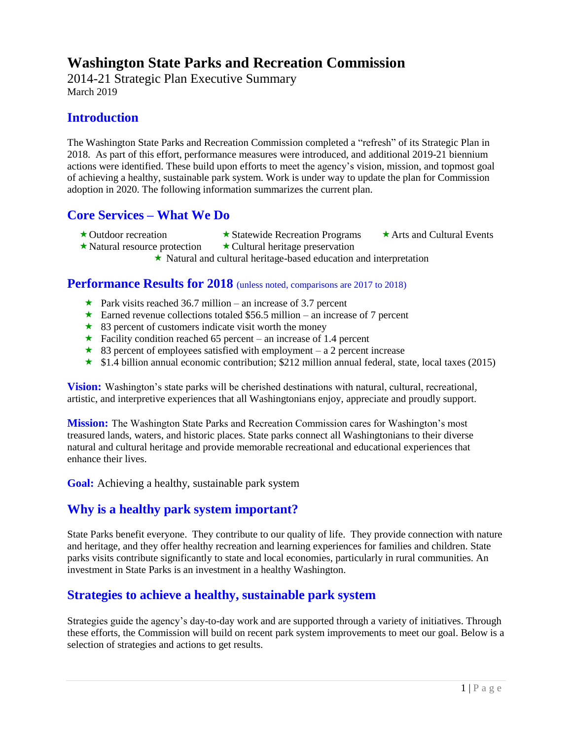# Washington State Parks and Recreation Commission

2014-21 Strategic Plan Executive Summary
March 2019

## Introduction

The Washington State Parks and Recreation Commission completed a "refresh" of its Strategic Plan in 2018. As part of this effort, performance measures were introduced, and additional 2019-21 biennium actions were identified. These build upon efforts to meet the agency's vision, mission, and topmost goal of achieving a healthy, sustainable park system. Work is under way to update the plan for Commission adoption in 2020. The following information summarizes the current plan.

## Core Services – What We Do

- Outdoor recreation
- Statewide Recreation Programs
- Arts and Cultural Events
- Natural resource protection
- Cultural heritage preservation
- Natural and cultural heritage-based education and interpretation

## Performance Results for 2018 (unless noted, comparisons are 2017 to 2018)

- Park visits reached 36.7 million – an increase of 3.7 percent
- Earned revenue collections totaled $56.5 million – an increase of 7 percent
- 83 percent of customers indicate visit worth the money
- Facility condition reached 65 percent – an increase of 1.4 percent
- 83 percent of employees satisfied with employment – a 2 percent increase
- $1.4 billion annual economic contribution; $212 million annual federal, state, local taxes (2015)

**Vision:** Washington's state parks will be cherished destinations with natural, cultural, recreational, artistic, and interpretive experiences that all Washingtonians enjoy, appreciate and proudly support.

**Mission:** The Washington State Parks and Recreation Commission cares for Washington's most treasured lands, waters, and historic places. State parks connect all Washingtonians to their diverse natural and cultural heritage and provide memorable recreational and educational experiences that enhance their lives.

**Goal:** Achieving a healthy, sustainable park system

## Why is a healthy park system important?

State Parks benefit everyone. They contribute to our quality of life. They provide connection with nature and heritage, and they offer healthy recreation and learning experiences for families and children. State parks visits contribute significantly to state and local economies, particularly in rural communities. An investment in State Parks is an investment in a healthy Washington.

## Strategies to achieve a healthy, sustainable park system

Strategies guide the agency's day-to-day work and are supported through a variety of initiatives. Through these efforts, the Commission will build on recent park system improvements to meet our goal. Below is a selection of strategies and actions to get results.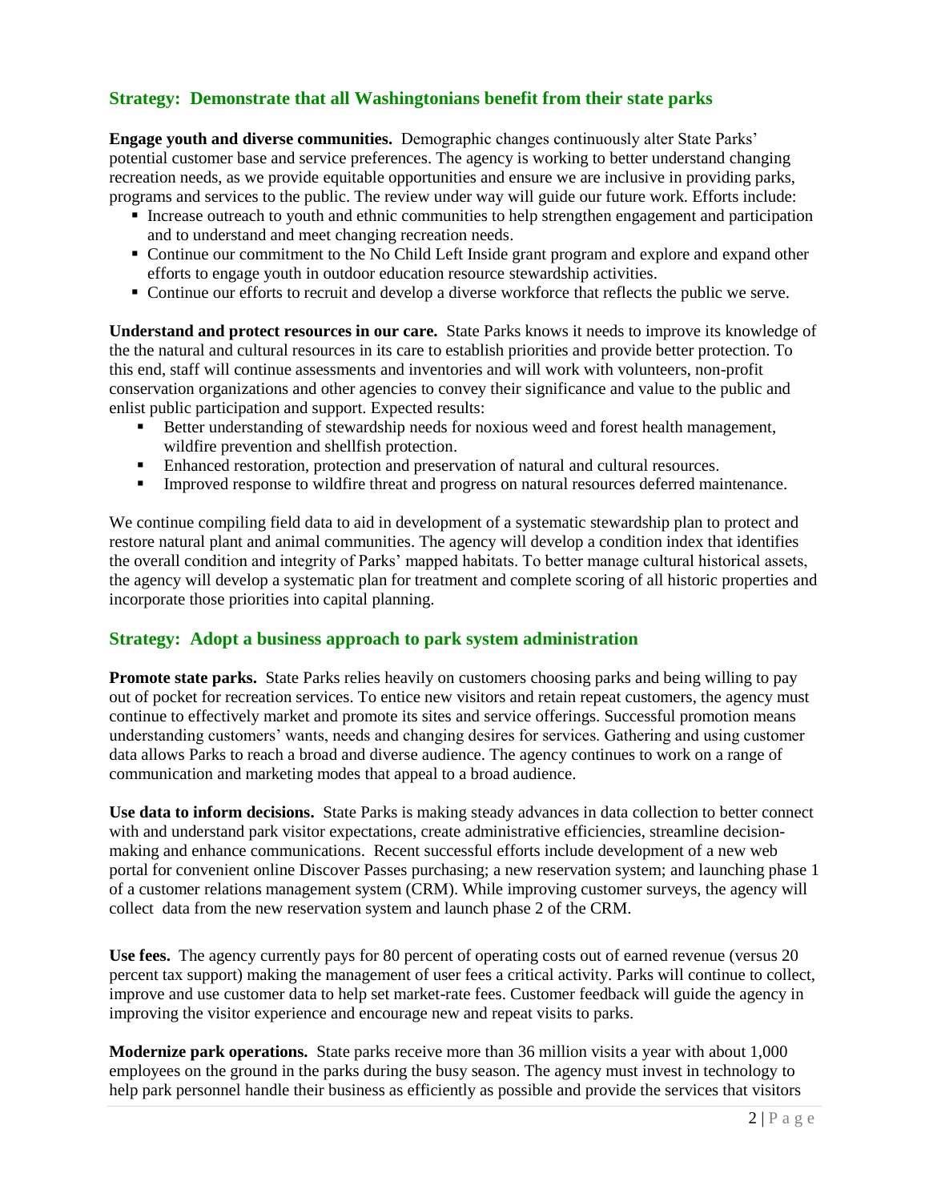## Strategy: Demonstrate that all Washingtonians benefit from their state parks

**Engage youth and diverse communities.** Demographic changes continuously alter State Parks' potential customer base and service preferences. The agency is working to better understand changing recreation needs, as we provide equitable opportunities and ensure we are inclusive in providing parks, programs and services to the public. The review under way will guide our future work. Efforts include:

- Increase outreach to youth and ethnic communities to help strengthen engagement and participation and to understand and meet changing recreation needs.
- Continue our commitment to the No Child Left Inside grant program and explore and expand other efforts to engage youth in outdoor education resource stewardship activities.
- Continue our efforts to recruit and develop a diverse workforce that reflects the public we serve.

**Understand and protect resources in our care.** State Parks knows it needs to improve its knowledge of the the natural and cultural resources in its care to establish priorities and provide better protection. To this end, staff will continue assessments and inventories and will work with volunteers, non-profit conservation organizations and other agencies to convey their significance and value to the public and enlist public participation and support. Expected results:

- Better understanding of stewardship needs for noxious weed and forest health management, wildfire prevention and shellfish protection.
- Enhanced restoration, protection and preservation of natural and cultural resources.
- Improved response to wildfire threat and progress on natural resources deferred maintenance.

We continue compiling field data to aid in development of a systematic stewardship plan to protect and restore natural plant and animal communities. The agency will develop a condition index that identifies the overall condition and integrity of Parks' mapped habitats. To better manage cultural historical assets, the agency will develop a systematic plan for treatment and complete scoring of all historic properties and incorporate those priorities into capital planning.

## Strategy: Adopt a business approach to park system administration

**Promote state parks.** State Parks relies heavily on customers choosing parks and being willing to pay out of pocket for recreation services. To entice new visitors and retain repeat customers, the agency must continue to effectively market and promote its sites and service offerings. Successful promotion means understanding customers' wants, needs and changing desires for services. Gathering and using customer data allows Parks to reach a broad and diverse audience. The agency continues to work on a range of communication and marketing modes that appeal to a broad audience.

**Use data to inform decisions.** State Parks is making steady advances in data collection to better connect with and understand park visitor expectations, create administrative efficiencies, streamline decision-making and enhance communications. Recent successful efforts include development of a new web portal for convenient online Discover Passes purchasing; a new reservation system; and launching phase 1 of a customer relations management system (CRM). While improving customer surveys, the agency will collect data from the new reservation system and launch phase 2 of the CRM.

**Use fees.** The agency currently pays for 80 percent of operating costs out of earned revenue (versus 20 percent tax support) making the management of user fees a critical activity. Parks will continue to collect, improve and use customer data to help set market-rate fees. Customer feedback will guide the agency in improving the visitor experience and encourage new and repeat visits to parks.

**Modernize park operations.** State parks receive more than 36 million visits a year with about 1,000 employees on the ground in the parks during the busy season. The agency must invest in technology to help park personnel handle their business as efficiently as possible and provide the services that visitors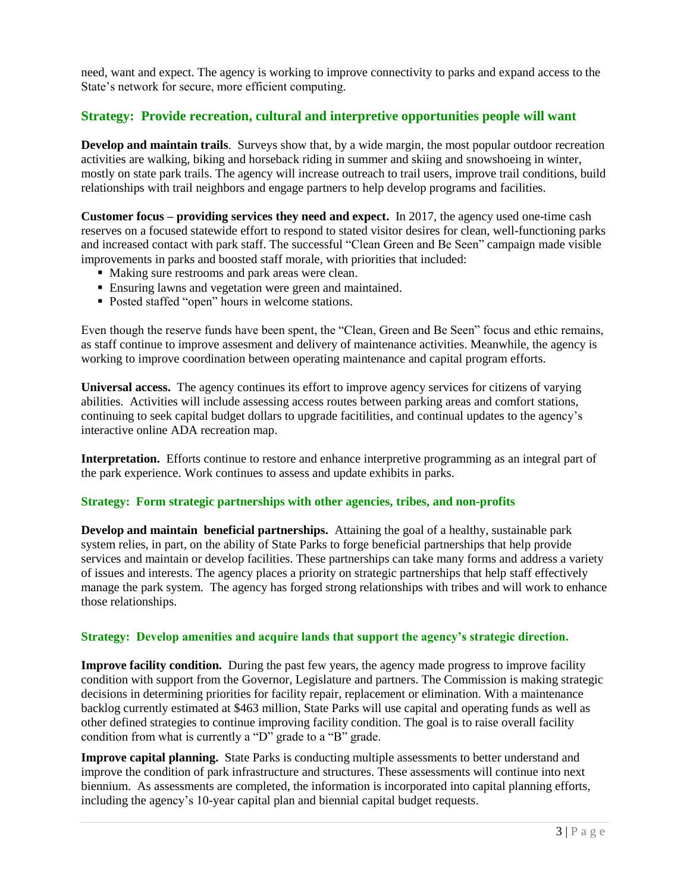need, want and expect. The agency is working to improve connectivity to parks and expand access to the State's network for secure, more efficient computing.

## Strategy: Provide recreation, cultural and interpretive opportunities people will want

**Develop and maintain trails**. Surveys show that, by a wide margin, the most popular outdoor recreation activities are walking, biking and horseback riding in summer and skiing and snowshoeing in winter, mostly on state park trails. The agency will increase outreach to trail users, improve trail conditions, build relationships with trail neighbors and engage partners to help develop programs and facilities.

**Customer focus – providing services they need and expect.** In 2017, the agency used one-time cash reserves on a focused statewide effort to respond to stated visitor desires for clean, well-functioning parks and increased contact with park staff. The successful "Clean Green and Be Seen" campaign made visible improvements in parks and boosted staff morale, with priorities that included:

- Making sure restrooms and park areas were clean.
- Ensuring lawns and vegetation were green and maintained.
- Posted staffed "open" hours in welcome stations.

Even though the reserve funds have been spent, the "Clean, Green and Be Seen" focus and ethic remains, as staff continue to improve assesment and delivery of maintenance activities. Meanwhile, the agency is working to improve coordination between operating maintenance and capital program efforts.

**Universal access.** The agency continues its effort to improve agency services for citizens of varying abilities. Activities will include assessing access routes between parking areas and comfort stations, continuing to seek capital budget dollars to upgrade facititilities, and continual updates to the agency's interactive online ADA recreation map.

**Interpretation.** Efforts continue to restore and enhance interpretive programming as an integral part of the park experience. Work continues to assess and update exhibits in parks.

### Strategy: Form strategic partnerships with other agencies, tribes, and non-profits

**Develop and maintain beneficial partnerships.** Attaining the goal of a healthy, sustainable park system relies, in part, on the ability of State Parks to forge beneficial partnerships that help provide services and maintain or develop facilities. These partnerships can take many forms and address a variety of issues and interests. The agency places a priority on strategic partnerships that help staff effectively manage the park system. The agency has forged strong relationships with tribes and will work to enhance those relationships.

### Strategy: Develop amenities and acquire lands that support the agency's strategic direction.

**Improve facility condition.** During the past few years, the agency made progress to improve facility condition with support from the Governor, Legislature and partners. The Commission is making strategic decisions in determining priorities for facility repair, replacement or elimination. With a maintenance backlog currently estimated at $463 million, State Parks will use capital and operating funds as well as other defined strategies to continue improving facility condition. The goal is to raise overall facility condition from what is currently a "D" grade to a "B" grade.

**Improve capital planning.** State Parks is conducting multiple assessments to better understand and improve the condition of park infrastructure and structures. These assessments will continue into next biennium. As assessments are completed, the information is incorporated into capital planning efforts, including the agency's 10-year capital plan and biennial capital budget requests.